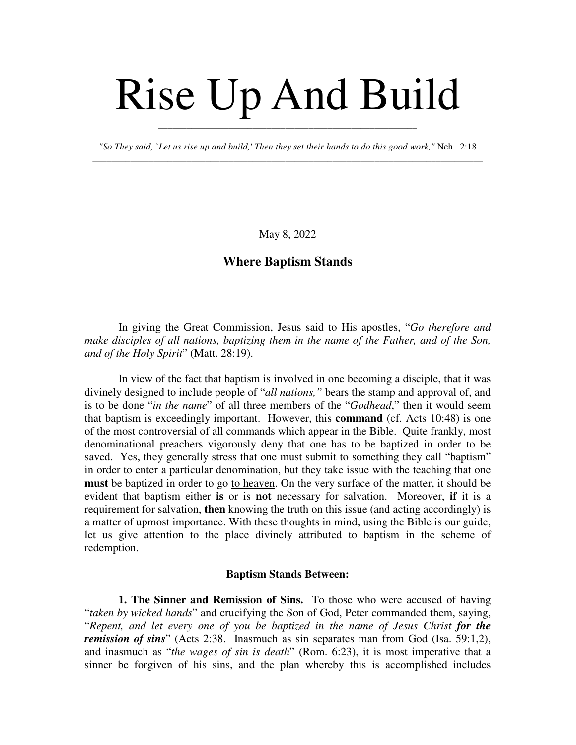# Rise Up And Build

*"So They said, `Let us rise up and build,' Then they set their hands to do this good work,"* Neh. 2:18

May 8, 2022

## Where Baptism Stands

In giving the Great Commission, Jesus said to His apostles, "*Go therefore and make disciples of all nations, baptizing them in the name of the Father, and of the Son, and of the Holy Spirit*" (Matt. 28:19).

In view of the fact that baptism is involved in one becoming a disciple, that it was divinely designed to include people of "*all nations,"* bears the stamp and approval of, and is to be done "*in the name*" of all three members of the "*Godhead*," then it would seem that baptism is exceedingly important. However, this **command** (cf. Acts 10:48) is one of the most controversial of all commands which appear in the Bible. Quite frankly, most denominational preachers vigorously deny that one has to be baptized in order to be saved. Yes, they generally stress that one must submit to something they call "baptism" in order to enter a particular denomination, but they take issue with the teaching that one **must** be baptized in order to go to heaven. On the very surface of the matter, it should be evident that baptism either **is** or is **not** necessary for salvation. Moreover, **if** it is a requirement for salvation, **then** knowing the truth on this issue (and acting accordingly) is a matter of upmost importance. With these thoughts in mind, using the Bible is our guide, let us give attention to the place divinely attributed to baptism in the scheme of redemption.

**Baptism Stands Between:**

**1. The Sinner and Remission of Sins.** To those who were accused of having "*taken by wicked hands*" and crucifying the Son of God, Peter commanded them, saying, "*Repent, and let every one of you be baptized in the name of Jesus Christ **for the remission of sins***" (Acts 2:38. Inasmuch as sin separates man from God (Isa. 59:1,2), and inasmuch as "*the wages of sin is death*" (Rom. 6:23), it is most imperative that a sinner be forgiven of his sins, and the plan whereby this is accomplished includes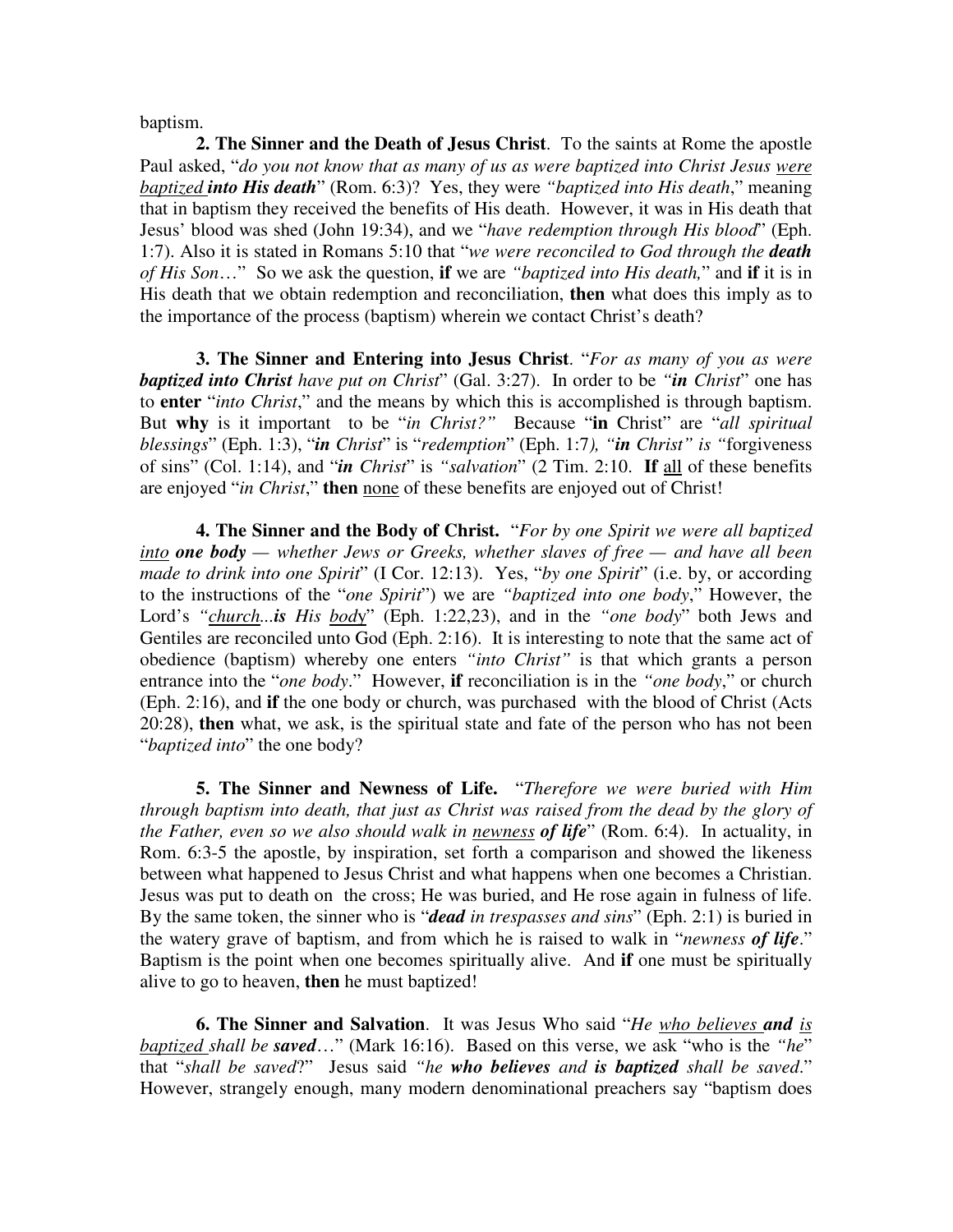baptism.

**2. The Sinner and the Death of Jesus Christ**. To the saints at Rome the apostle Paul asked, "*do you not know that as many of us as were baptized into Christ Jesus <u>were baptized</u> **into His death***" (Rom. 6:3)? Yes, they were *"baptized into His death*," meaning that in baptism they received the benefits of His death. However, it was in His death that Jesus' blood was shed (John 19:34), and we "*have redemption through His blood*" (Eph. 1:7). Also it is stated in Romans 5:10 that "*we were reconciled to God through the **death** of His Son*…" So we ask the question, **if** we are *"baptized into His death,"* and **if** it is in His death that we obtain redemption and reconciliation, **then** what does this imply as to the importance of the process (baptism) wherein we contact Christ's death?

**3. The Sinner and Entering into Jesus Christ**. "*For as many of you as were **baptized into Christ** have put on Christ*" (Gal. 3:27). In order to be *"**in** Christ*" one has to **enter** "*into Christ*," and the means by which this is accomplished is through baptism. But **why** is it important to be "*in Christ?"* Because "**in** Christ" are "*all spiritual blessings*" (Eph. 1:3), "***in** Christ*" is "*redemption*" (Eph. 1:7*), "**in** Christ" is "*forgiveness of sins" (Col. 1:14), and "***in** Christ*" is *"salvation*" (2 Tim. 2:10. **If** <u>all</u> of these benefits are enjoyed "*in Christ*," **then** <u>none</u> of these benefits are enjoyed out of Christ!

**4. The Sinner and the Body of Christ.** "*For by one Spirit we were all baptized <u>into</u> **one body** — whether Jews or Greeks, whether slaves of free — and have all been made to drink into one Spirit*" (I Cor. 12:13). Yes, "*by one Spirit*" (i.e. by, or according to the instructions of the "*one Spirit*") we are *"baptized into one body*," However, the Lord's *"<u>church</u>...**is** His <u>body</u>*" (Eph. 1:22,23), and in the *"one body*" both Jews and Gentiles are reconciled unto God (Eph. 2:16). It is interesting to note that the same act of obedience (baptism) whereby one enters *"into Christ"* is that which grants a person entrance into the "*one body*." However, **if** reconciliation is in the *"one body*," or church (Eph. 2:16), and **if** the one body or church, was purchased with the blood of Christ (Acts 20:28), **then** what, we ask, is the spiritual state and fate of the person who has not been "*baptized into*" the one body?

**5. The Sinner and Newness of Life.** "*Therefore we were buried with Him through baptism into death, that just as Christ was raised from the dead by the glory of the Father, even so we also should walk in <u>newness</u> **of life***" (Rom. 6:4). In actuality, in Rom. 6:3-5 the apostle, by inspiration, set forth a comparison and showed the likeness between what happened to Jesus Christ and what happens when one becomes a Christian. Jesus was put to death on the cross; He was buried, and He rose again in fulness of life. By the same token, the sinner who is "***dead** in trespasses and sins*" (Eph. 2:1) is buried in the watery grave of baptism, and from which he is raised to walk in "*newness **of life***." Baptism is the point when one becomes spiritually alive. And **if** one must be spiritually alive to go to heaven, **then** he must baptized!

**6. The Sinner and Salvation**. It was Jesus Who said "*He <u>who believes</u> **and** <u>is baptized</u> shall be **saved***…" (Mark 16:16). Based on this verse, we ask "who is the *"he*" that "*shall be saved*?" Jesus said *"he **who believes** and **is baptized** shall be saved*." However, strangely enough, many modern denominational preachers say "baptism does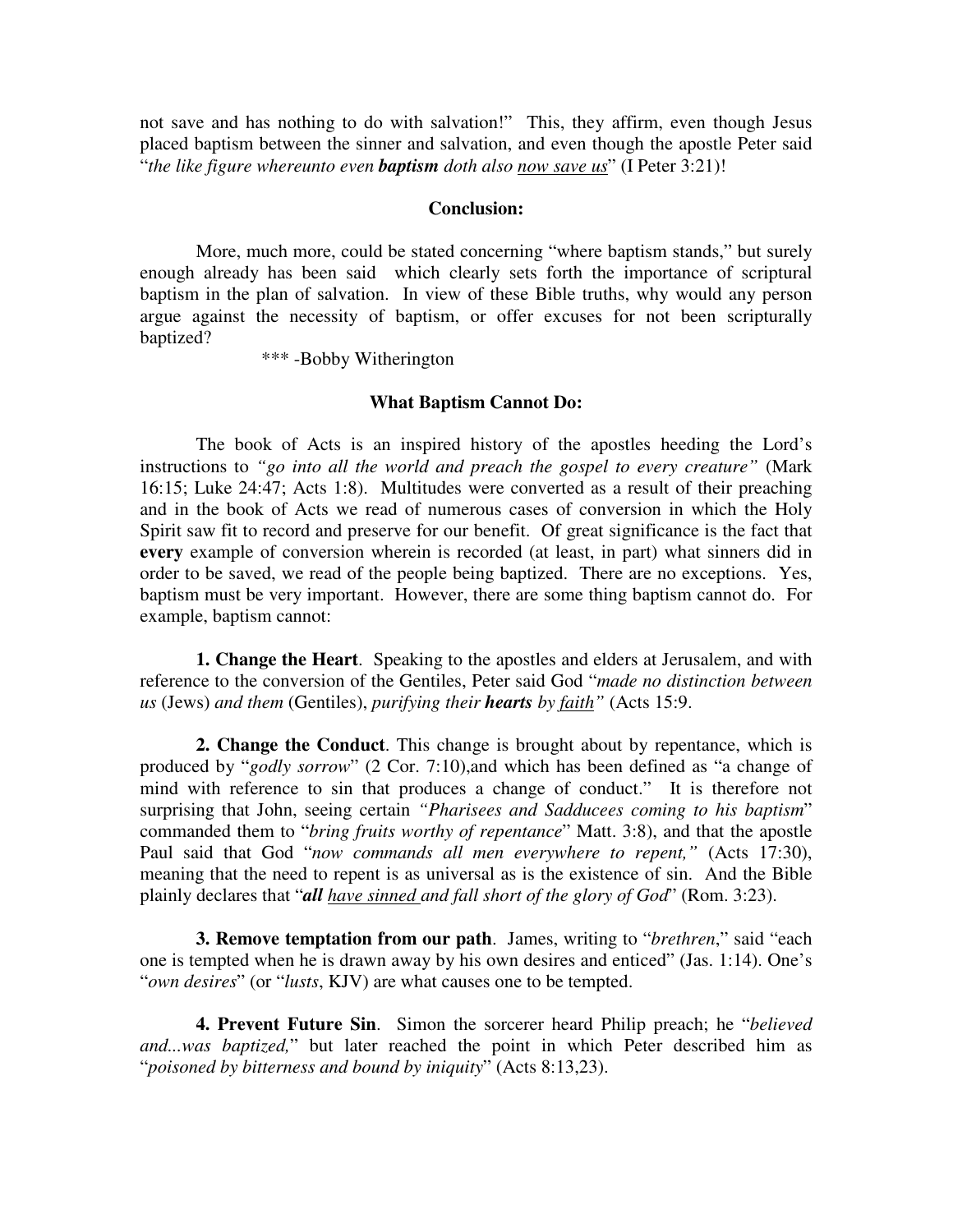not save and has nothing to do with salvation!" This, they affirm, even though Jesus placed baptism between the sinner and salvation, and even though the apostle Peter said "*the like figure whereunto even **baptism** doth also <u>now save us</u>*" (I Peter 3:21)!

**Conclusion:**

More, much more, could be stated concerning "where baptism stands," but surely enough already has been said which clearly sets forth the importance of scriptural baptism in the plan of salvation. In view of these Bible truths, why would any person argue against the necessity of baptism, or offer excuses for not been scripturally baptized?

*** -Bobby Witherington

**What Baptism Cannot Do:**

The book of Acts is an inspired history of the apostles heeding the Lord's instructions to *"go into all the world and preach the gospel to every creature"* (Mark 16:15; Luke 24:47; Acts 1:8). Multitudes were converted as a result of their preaching and in the book of Acts we read of numerous cases of conversion in which the Holy Spirit saw fit to record and preserve for our benefit. Of great significance is the fact that **every** example of conversion wherein is recorded (at least, in part) what sinners did in order to be saved, we read of the people being baptized. There are no exceptions. Yes, baptism must be very important. However, there are some thing baptism cannot do. For example, baptism cannot:

**1. Change the Heart**. Speaking to the apostles and elders at Jerusalem, and with reference to the conversion of the Gentiles, Peter said God "*made no distinction between us* (Jews) *and them* (Gentiles), *purifying their **hearts** by <u>faith</u>"* (Acts 15:9.

**2. Change the Conduct**. This change is brought about by repentance, which is produced by "*godly sorrow*" (2 Cor. 7:10),and which has been defined as "a change of mind with reference to sin that produces a change of conduct." It is therefore not surprising that John, seeing certain *"Pharisees and Sadducees coming to his baptism*" commanded them to "*bring fruits worthy of repentance*" Matt. 3:8), and that the apostle Paul said that God "*now commands all men everywhere to repent,"* (Acts 17:30), meaning that the need to repent is as universal as is the existence of sin. And the Bible plainly declares that "***all*** *<u>have sinned</u> and fall short of the glory of God*" (Rom. 3:23).

**3. Remove temptation from our path**. James, writing to "*brethren*," said "each one is tempted when he is drawn away by his own desires and enticed" (Jas. 1:14). One's "*own desires*" (or "*lusts*, KJV) are what causes one to be tempted.

**4. Prevent Future Sin**. Simon the sorcerer heard Philip preach; he "*believed and...was baptized,*" but later reached the point in which Peter described him as "*poisoned by bitterness and bound by iniquity*" (Acts 8:13,23).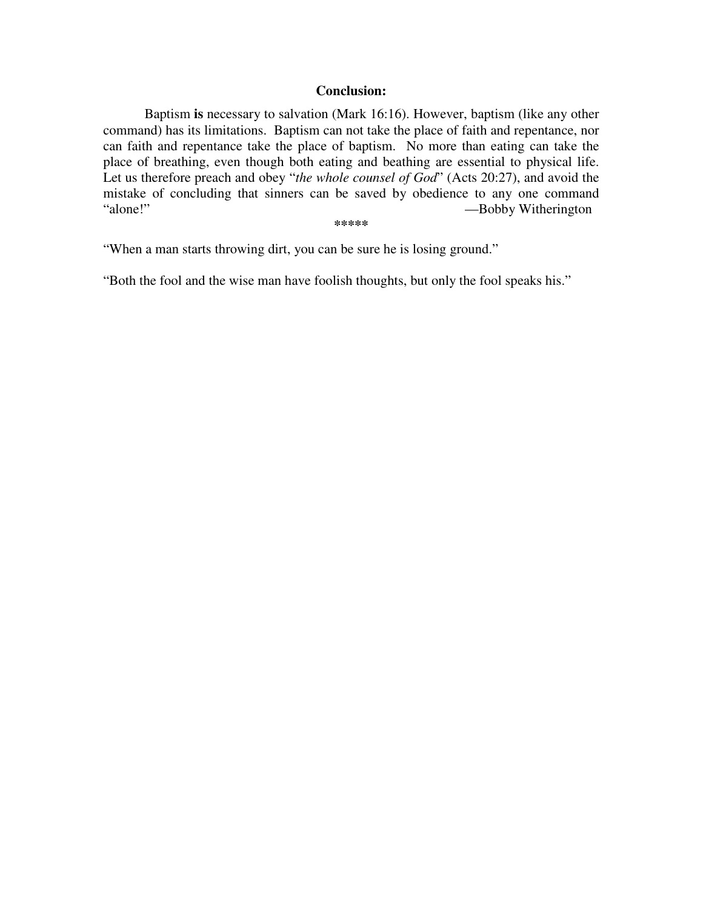**Conclusion:**

Baptism **is** necessary to salvation (Mark 16:16). However, baptism (like any other command) has its limitations. Baptism can not take the place of faith and repentance, nor can faith and repentance take the place of baptism. No more than eating can take the place of breathing, even though both eating and beathing are essential to physical life. Let us therefore preach and obey "*the whole counsel of God*" (Acts 20:27), and avoid the mistake of concluding that sinners can be saved by obedience to any one command "alone!"

—Bobby Witherington

*****

"When a man starts throwing dirt, you can be sure he is losing ground."

"Both the fool and the wise man have foolish thoughts, but only the fool speaks his."